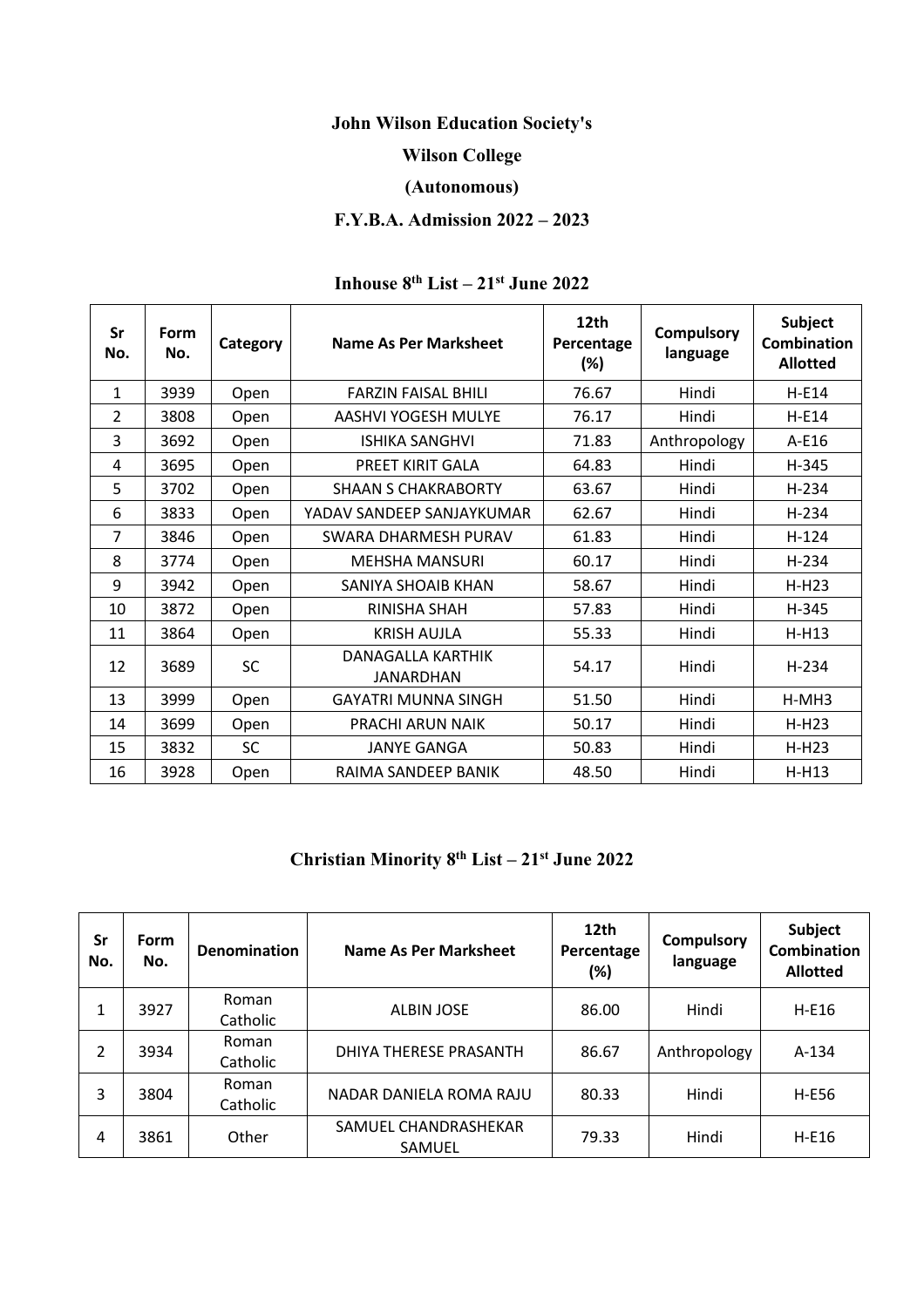**John Wilson Education Society's**

**Wilson College**

**(Autonomous)**

**F.Y.B.A. Admission 2022 – 2023**

## Inhouse 8th List – 21st June 2022

| Sr No. | Form No. | Category | Name As Per Marksheet | 12th Percentage (%) | Compulsory language | Subject Combination Allotted |
|---|---|---|---|---|---|---|
| 1 | 3939 | Open | FARZIN FAISAL BHILI | 76.67 | Hindi | H-E14 |
| 2 | 3808 | Open | AASHVI YOGESH MULYE | 76.17 | Hindi | H-E14 |
| 3 | 3692 | Open | ISHIKA SANGHVI | 71.83 | Anthropology | A-E16 |
| 4 | 3695 | Open | PREET KIRIT GALA | 64.83 | Hindi | H-345 |
| 5 | 3702 | Open | SHAAN S CHAKRABORTY | 63.67 | Hindi | H-234 |
| 6 | 3833 | Open | YADAV SANDEEP SANJAYKUMAR | 62.67 | Hindi | H-234 |
| 7 | 3846 | Open | SWARA DHARMESH PURAV | 61.83 | Hindi | H-124 |
| 8 | 3774 | Open | MEHSHA MANSURI | 60.17 | Hindi | H-234 |
| 9 | 3942 | Open | SANIYA SHOAIB KHAN | 58.67 | Hindi | H-H23 |
| 10 | 3872 | Open | RINISHA SHAH | 57.83 | Hindi | H-345 |
| 11 | 3864 | Open | KRISH AUJLA | 55.33 | Hindi | H-H13 |
| 12 | 3689 | SC | DANAGALLA KARTHIK JANARDHAN | 54.17 | Hindi | H-234 |
| 13 | 3999 | Open | GAYATRI MUNNA SINGH | 51.50 | Hindi | H-MH3 |
| 14 | 3699 | Open | PRACHI ARUN NAIK | 50.17 | Hindi | H-H23 |
| 15 | 3832 | SC | JANYE GANGA | 50.83 | Hindi | H-H23 |
| 16 | 3928 | Open | RAIMA SANDEEP BANIK | 48.50 | Hindi | H-H13 |

## Christian Minority 8th List – 21st June 2022

| Sr No. | Form No. | Denomination | Name As Per Marksheet | 12th Percentage (%) | Compulsory language | Subject Combination Allotted |
|---|---|---|---|---|---|---|
| 1 | 3927 | Roman Catholic | ALBIN JOSE | 86.00 | Hindi | H-E16 |
| 2 | 3934 | Roman Catholic | DHIYA THERESE PRASANTH | 86.67 | Anthropology | A-134 |
| 3 | 3804 | Roman Catholic | NADAR DANIELA ROMA RAJU | 80.33 | Hindi | H-E56 |
| 4 | 3861 | Other | SAMUEL CHANDRASHEKAR SAMUEL | 79.33 | Hindi | H-E16 |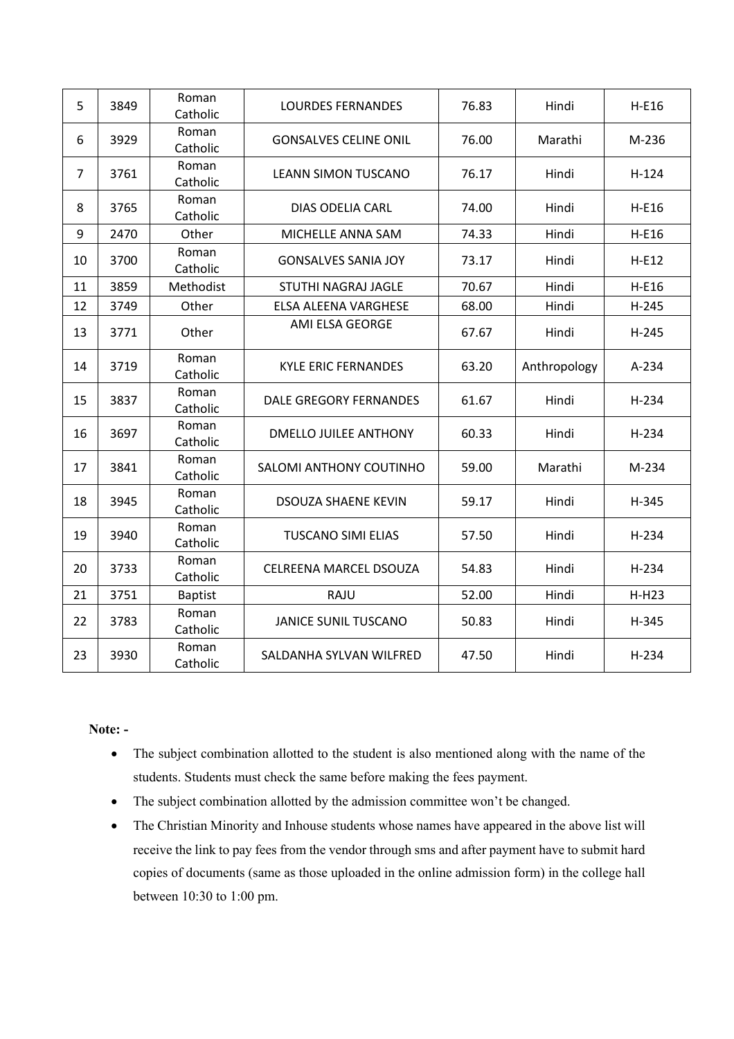| 5 | 3849 | Roman Catholic | LOURDES FERNANDES | 76.83 | Hindi | H-E16 |
|---|---|---|---|---|---|---|
| 6 | 3929 | Roman Catholic | GONSALVES CELINE ONIL | 76.00 | Marathi | M-236 |
| 7 | 3761 | Roman Catholic | LEANN SIMON TUSCANO | 76.17 | Hindi | H-124 |
| 8 | 3765 | Roman Catholic | DIAS ODELIA CARL | 74.00 | Hindi | H-E16 |
| 9 | 2470 | Other | MICHELLE ANNA SAM | 74.33 | Hindi | H-E16 |
| 10 | 3700 | Roman Catholic | GONSALVES SANIA JOY | 73.17 | Hindi | H-E12 |
| 11 | 3859 | Methodist | STUTHI NAGRAJ JAGLE | 70.67 | Hindi | H-E16 |
| 12 | 3749 | Other | ELSA ALEENA VARGHESE | 68.00 | Hindi | H-245 |
| 13 | 3771 | Other | AMI ELSA GEORGE | 67.67 | Hindi | H-245 |
| 14 | 3719 | Roman Catholic | KYLE ERIC FERNANDES | 63.20 | Anthropology | A-234 |
| 15 | 3837 | Roman Catholic | DALE GREGORY FERNANDES | 61.67 | Hindi | H-234 |
| 16 | 3697 | Roman Catholic | DMELLO JUILEE ANTHONY | 60.33 | Hindi | H-234 |
| 17 | 3841 | Roman Catholic | SALOMI ANTHONY COUTINHO | 59.00 | Marathi | M-234 |
| 18 | 3945 | Roman Catholic | DSOUZA SHAENE KEVIN | 59.17 | Hindi | H-345 |
| 19 | 3940 | Roman Catholic | TUSCANO SIMI ELIAS | 57.50 | Hindi | H-234 |
| 20 | 3733 | Roman Catholic | CELREENA MARCEL DSOUZA | 54.83 | Hindi | H-234 |
| 21 | 3751 | Baptist | RAJU | 52.00 | Hindi | H-H23 |
| 22 | 3783 | Roman Catholic | JANICE SUNIL TUSCANO | 50.83 | Hindi | H-345 |
| 23 | 3930 | Roman Catholic | SALDANHA SYLVAN WILFRED | 47.50 | Hindi | H-234 |

**Note: -**

- The subject combination allotted to the student is also mentioned along with the name of the students. Students must check the same before making the fees payment.
- The subject combination allotted by the admission committee won't be changed.
- The Christian Minority and Inhouse students whose names have appeared in the above list will receive the link to pay fees from the vendor through sms and after payment have to submit hard copies of documents (same as those uploaded in the online admission form) in the college hall between 10:30 to 1:00 pm.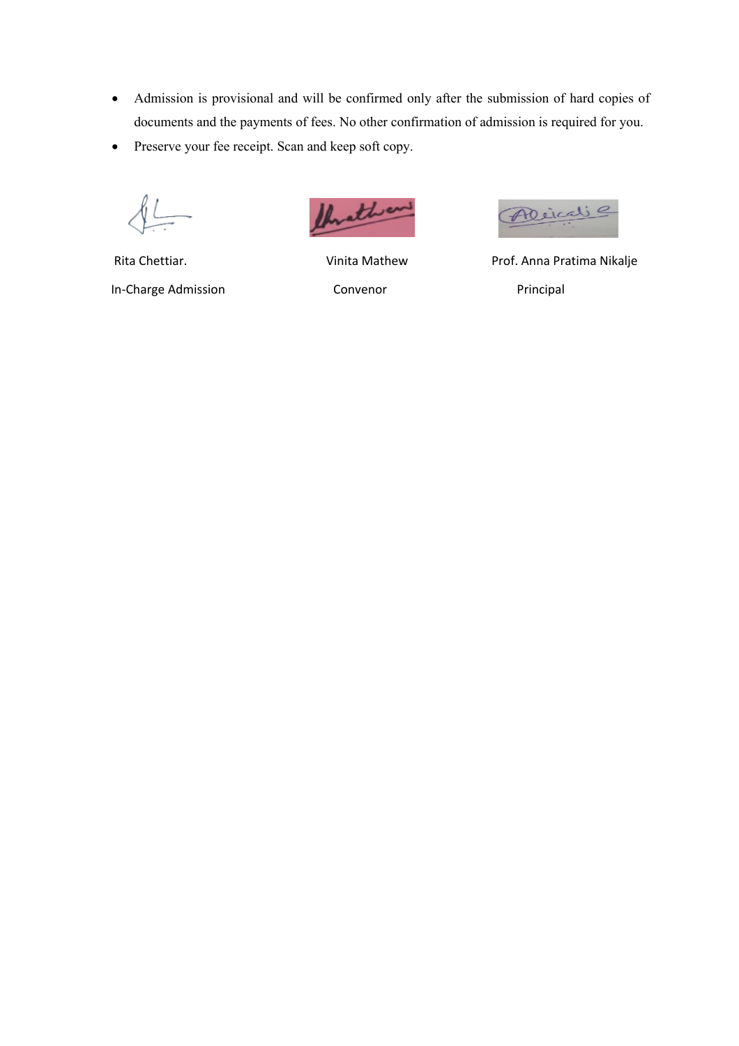- Admission is provisional and will be confirmed only after the submission of hard copies of documents and the payments of fees. No other confirmation of admission is required for you.
- Preserve your fee receipt. Scan and keep soft copy.

| | | |
|---|---|---|
| Rita Chettiar. | Vinita Mathew | Prof. Anna Pratima Nikalje |
| In-Charge Admission | Convenor | Principal |